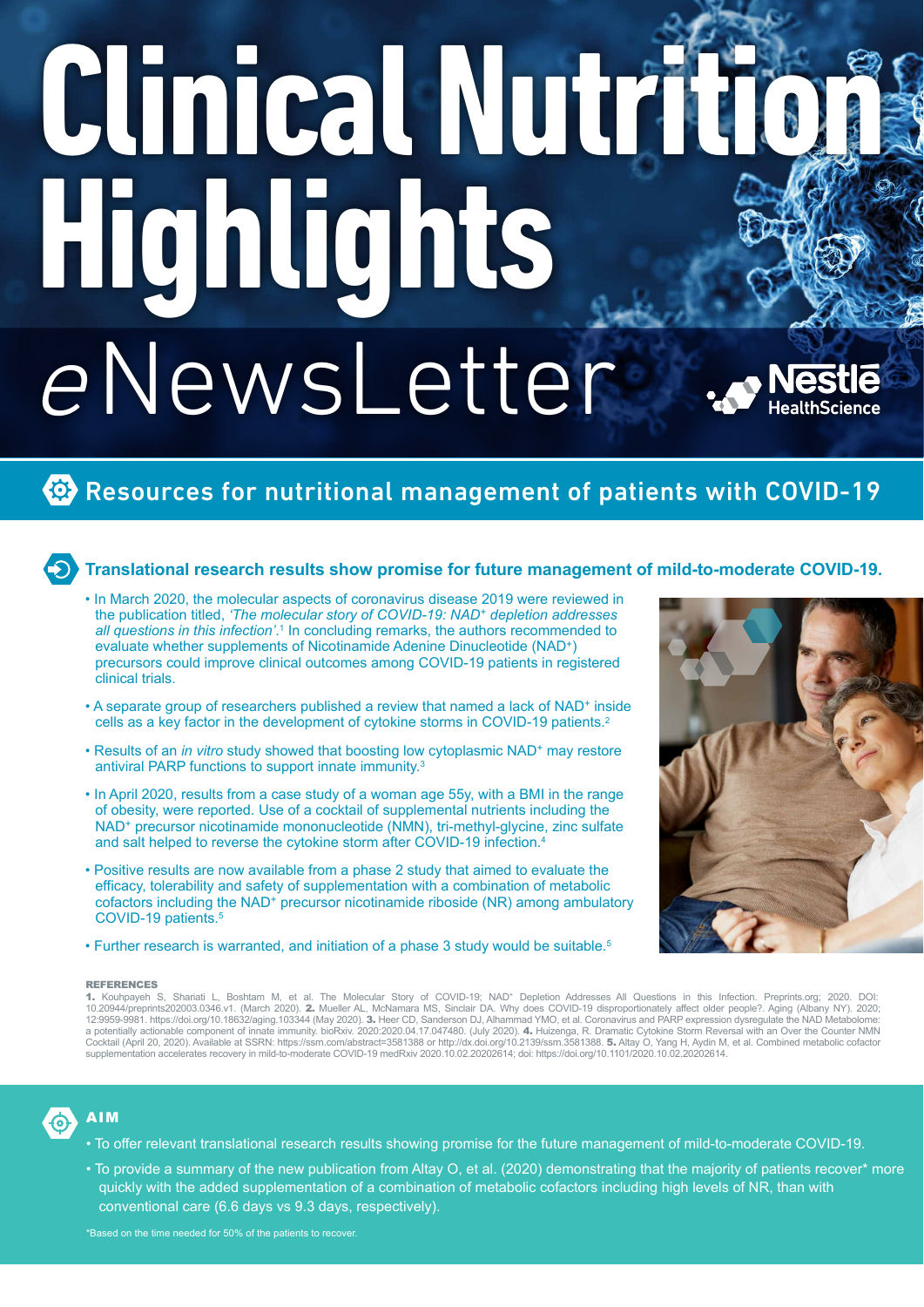# Clinical Nutrition Highlights

## eNewsLetter

Nestlé HealthScience

## Resources for nutritional management of patients with COVID-19

### Translational research results show promise for future management of mild-to-moderate COVID-19.

- In March 2020, the molecular aspects of coronavirus disease 2019 were reviewed in the publication titled, *'The molecular story of COVID-19: NAD⁺ depletion addresses all questions in this infection'*.[1] In concluding remarks, the authors recommended to evaluate whether supplements of Nicotinamide Adenine Dinucleotide (NAD⁺) precursors could improve clinical outcomes among COVID-19 patients in registered clinical trials.
- A separate group of researchers published a review that named a lack of NAD⁺ inside cells as a key factor in the development of cytokine storms in COVID-19 patients.[2]
- Results of an *in vitro* study showed that boosting low cytoplasmic NAD⁺ may restore antiviral PARP functions to support innate immunity.[3]
- In April 2020, results from a case study of a woman age 55y, with a BMI in the range of obesity, were reported. Use of a cocktail of supplemental nutrients including the NAD⁺ precursor nicotinamide mononucleotide (NMN), tri-methyl-glycine, zinc sulfate and salt helped to reverse the cytokine storm after COVID-19 infection.[4]
- Positive results are now available from a phase 2 study that aimed to evaluate the efficacy, tolerability and safety of supplementation with a combination of metabolic cofactors including the NAD⁺ precursor nicotinamide riboside (NR) among ambulatory COVID-19 patients.[5]
- Further research is warranted, and initiation of a phase 3 study would be suitable.[5]

**REFERENCES**

**1.** Kouhpayeh S, Shariati L, Boshtam M, et al. The Molecular Story of COVID-19; NAD⁺ Depletion Addresses All Questions in this Infection. Preprints.org; 2020. DOI: 10.20944/preprints202003.0346.v1. (March 2020). **2.** Mueller AL, McNamara MS, Sinclair DA. Why does COVID-19 disproportionately affect older people?. Aging (Albany NY). 2020; 12:9959-9981. https://doi.org/10.18632/aging.103344 (May 2020). **3.** Heer CD, Sanderson DJ, Alhammad YMO, et al. Coronavirus and PARP expression dysregulate the NAD Metabolome: a potentially actionable component of innate immunity. bioRxiv. 2020:2020.04.17.047480. (July 2020). **4.** Huizenga, R. Dramatic Cytokine Storm Reversal with an Over the Counter NMN Cocktail (April 20, 2020). Available at SSRN: https://ssrn.com/abstract=3581388 or http://dx.doi.org/10.2139/ssrn.3581388. **5.** Altay O, Yang H, Aydin M, et al. Combined metabolic cofactor supplementation accelerates recovery in mild-to-moderate COVID-19 medRxiv 2020.10.02.20202614; doi: https://doi.org/10.1101/2020.10.02.20202614.

### AIM

- To offer relevant translational research results showing promise for the future management of mild-to-moderate COVID-19.
- To provide a summary of the new publication from Altay O, et al. (2020) demonstrating that the majority of patients recover* more quickly with the added supplementation of a combination of metabolic cofactors including high levels of NR, than with conventional care (6.6 days vs 9.3 days, respectively).

*Based on the time needed for 50% of the patients to recover.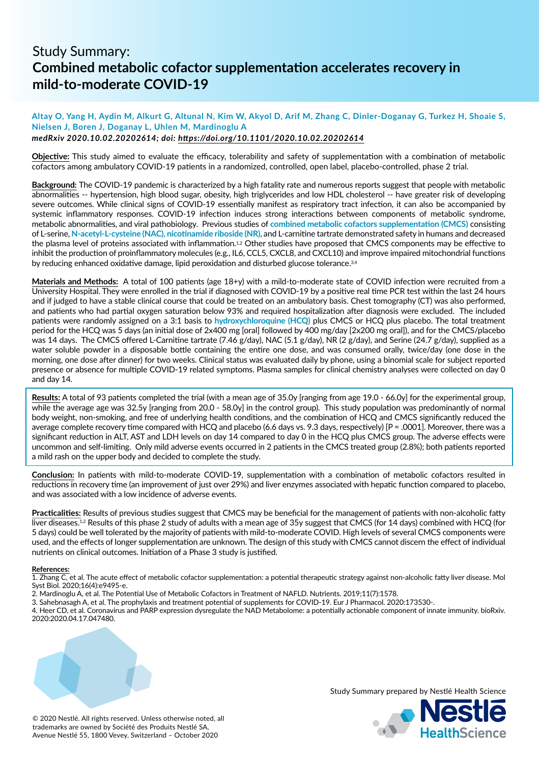Study Summary:

# Combined metabolic cofactor supplementation accelerates recovery in mild-to-moderate COVID-19

**Altay O, Yang H, Aydin M, Alkurt G, Altunal N, Kim W, Akyol D, Arif M, Zhang C, Dinler-Doganay G, Turkez H, Shoaie S, Nielsen J, Boren J, Doganay L, Uhlen M, Mardinoglu A**

***medRxiv 2020.10.02.20202614; doi: https://doi.org/10.1101/2020.10.02.20202614***

**Objective:** This study aimed to evaluate the efficacy, tolerability and safety of supplementation with a combination of metabolic cofactors among ambulatory COVID-19 patients in a randomized, controlled, open label, placebo-controlled, phase 2 trial.

**Background:** The COVID-19 pandemic is characterized by a high fatality rate and numerous reports suggest that people with metabolic abnormalities -- hypertension, high blood sugar, obesity, high triglycerides and low HDL cholesterol -- have greater risk of developing severe outcomes. While clinical signs of COVID-19 essentially manifest as respiratory tract infection, it can also be accompanied by systemic inflammatory responses. COVID-19 infection induces strong interactions between components of metabolic syndrome, metabolic abnormalities, and viral pathobiology. Previous studies of **combined metabolic cofactors supplementation (CMCS)** consisting of L-serine, **N-acetyl-L-cysteine (NAC), nicotinamide riboside (NR)**, and L-carnitine tartrate demonstrated safety in humans and decreased the plasma level of proteins associated with inflammation.[1,2] Other studies have proposed that CMCS components may be effective to inhibit the production of proinflammatory molecules (e.g., IL6, CCL5, CXCL8, and CXCL10) and improve impaired mitochondrial functions by reducing enhanced oxidative damage, lipid peroxidation and disturbed glucose tolerance.[3,4]

**Materials and Methods:** A total of 100 patients (age 18+y) with a mild-to-moderate state of COVID infection were recruited from a University Hospital. They were enrolled in the trial if diagnosed with COVID-19 by a positive real time PCR test within the last 24 hours and if judged to have a stable clinical course that could be treated on an ambulatory basis. Chest tomography (CT) was also performed, and patients who had partial oxygen saturation below 93% and required hospitalization after diagnosis were excluded. The included patients were randomly assigned on a 3:1 basis to **hydroxychloroquine (HCQ)** plus CMCS or HCQ plus placebo. The total treatment period for the HCQ was 5 days (an initial dose of 2x400 mg [oral] followed by 400 mg/day [2x200 mg oral]), and for the CMCS/placebo was 14 days. The CMCS offered L-Carnitine tartrate (7.46 g/day), NAC (5.1 g/day), NR (2 g/day), and Serine (24.7 g/day), supplied as a water soluble powder in a disposable bottle containing the entire one dose, and was consumed orally, twice/day (one dose in the morning, one dose after dinner) for two weeks. Clinical status was evaluated daily by phone, using a binomial scale for subject reported presence or absence for multiple COVID-19 related symptoms. Plasma samples for clinical chemistry analyses were collected on day 0 and day 14.

**Results:** A total of 93 patients completed the trial (with a mean age of 35.0y [ranging from age 19.0 - 66.0y] for the experimental group, while the average age was 32.5y [ranging from 20.0 - 58.0y] in the control group). This study population was predominantly of normal body weight, non-smoking, and free of underlying health conditions, and the combination of HCQ and CMCS significantly reduced the average complete recovery time compared with HCQ and placebo (6.6 days vs. 9.3 days, respectively) [P = .0001]. Moreover, there was a significant reduction in ALT, AST and LDH levels on day 14 compared to day 0 in the HCQ plus CMCS group. The adverse effects were uncommon and self-limiting. Only mild adverse events occurred in 2 patients in the CMCS treated group (2.8%); both patients reported a mild rash on the upper body and decided to complete the study.

**Conclusion:** In patients with mild-to-moderate COVID-19, supplementation with a combination of metabolic cofactors resulted in reductions in recovery time (an improvement of just over 29%) and liver enzymes associated with hepatic function compared to placebo, and was associated with a low incidence of adverse events.

**Practicalities:** Results of previous studies suggest that CMCS may be beneficial for the management of patients with non-alcoholic fatty liver diseases.[1,2] Results of this phase 2 study of adults with a mean age of 35y suggest that CMCS (for 14 days) combined with HCQ (for 5 days) could be well tolerated by the majority of patients with mild-to-moderate COVID. High levels of several CMCS components were used, and the effects of longer supplementation are unknown. The design of this study with CMCS cannot discern the effect of individual nutrients on clinical outcomes. Initiation of a Phase 3 study is justified.

**References:**

1. Zhang C, et al. The acute effect of metabolic cofactor supplementation: a potential therapeutic strategy against non-alcoholic fatty liver disease. Mol Syst Biol. 2020;16(4):e9495-e.
2. Mardinoglu A, et al. The Potential Use of Metabolic Cofactors in Treatment of NAFLD. Nutrients. 2019;11(7):1578.
3. Sahebnasagh A, et al. The prophylaxis and treatment potential of supplements for COVID-19. Eur J Pharmacol. 2020:173530-.
4. Heer CD, et al. Coronavirus and PARP expression dysregulate the NAD Metabolome: a potentially actionable component of innate immunity. bioRxiv. 2020:2020.04.17.047480.

Study Summary prepared by Nestlé Health Science

© 2020 Nestlé. All rights reserved. Unless otherwise noted, all trademarks are owned by Société des Produits Nestlé SA, Avenue Nestlé 55, 1800 Vevey, Switzerland – October 2020